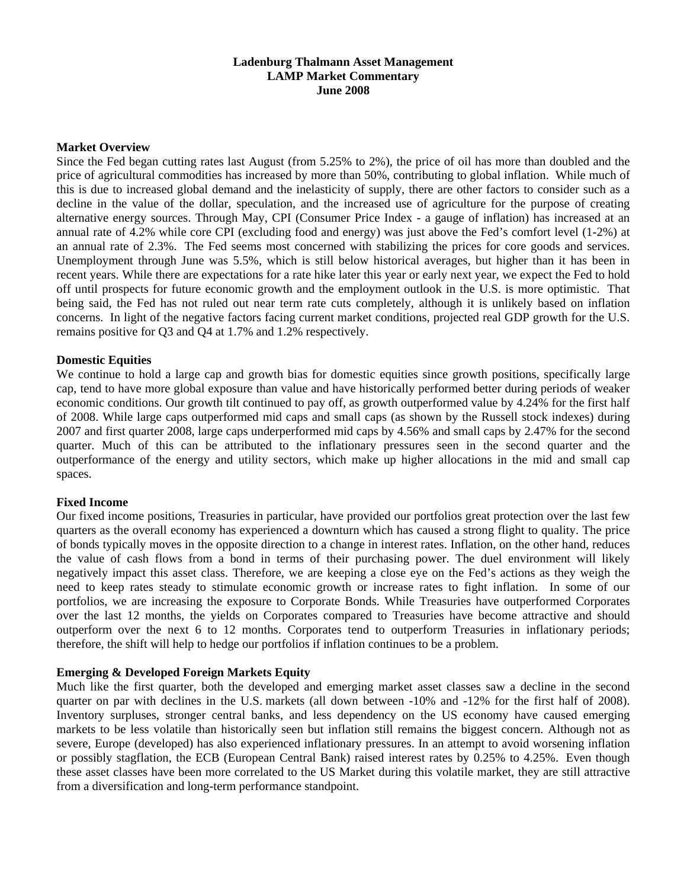**Ladenburg Thalmann Asset Management**
**LAMP Market Commentary**
**June 2008**

## Market Overview

Since the Fed began cutting rates last August (from 5.25% to 2%), the price of oil has more than doubled and the price of agricultural commodities has increased by more than 50%, contributing to global inflation. While much of this is due to increased global demand and the inelasticity of supply, there are other factors to consider such as a decline in the value of the dollar, speculation, and the increased use of agriculture for the purpose of creating alternative energy sources. Through May, CPI (Consumer Price Index - a gauge of inflation) has increased at an annual rate of 4.2% while core CPI (excluding food and energy) was just above the Fed's comfort level (1-2%) at an annual rate of 2.3%. The Fed seems most concerned with stabilizing the prices for core goods and services. Unemployment through June was 5.5%, which is still below historical averages, but higher than it has been in recent years. While there are expectations for a rate hike later this year or early next year, we expect the Fed to hold off until prospects for future economic growth and the employment outlook in the U.S. is more optimistic. That being said, the Fed has not ruled out near term rate cuts completely, although it is unlikely based on inflation concerns. In light of the negative factors facing current market conditions, projected real GDP growth for the U.S. remains positive for Q3 and Q4 at 1.7% and 1.2% respectively.

## Domestic Equities

We continue to hold a large cap and growth bias for domestic equities since growth positions, specifically large cap, tend to have more global exposure than value and have historically performed better during periods of weaker economic conditions. Our growth tilt continued to pay off, as growth outperformed value by 4.24% for the first half of 2008. While large caps outperformed mid caps and small caps (as shown by the Russell stock indexes) during 2007 and first quarter 2008, large caps underperformed mid caps by 4.56% and small caps by 2.47% for the second quarter. Much of this can be attributed to the inflationary pressures seen in the second quarter and the outperformance of the energy and utility sectors, which make up higher allocations in the mid and small cap spaces.

## Fixed Income

Our fixed income positions, Treasuries in particular, have provided our portfolios great protection over the last few quarters as the overall economy has experienced a downturn which has caused a strong flight to quality. The price of bonds typically moves in the opposite direction to a change in interest rates. Inflation, on the other hand, reduces the value of cash flows from a bond in terms of their purchasing power. The duel environment will likely negatively impact this asset class. Therefore, we are keeping a close eye on the Fed's actions as they weigh the need to keep rates steady to stimulate economic growth or increase rates to fight inflation. In some of our portfolios, we are increasing the exposure to Corporate Bonds. While Treasuries have outperformed Corporates over the last 12 months, the yields on Corporates compared to Treasuries have become attractive and should outperform over the next 6 to 12 months. Corporates tend to outperform Treasuries in inflationary periods; therefore, the shift will help to hedge our portfolios if inflation continues to be a problem.

## Emerging & Developed Foreign Markets Equity

Much like the first quarter, both the developed and emerging market asset classes saw a decline in the second quarter on par with declines in the U.S. markets (all down between -10% and -12% for the first half of 2008). Inventory surpluses, stronger central banks, and less dependency on the US economy have caused emerging markets to be less volatile than historically seen but inflation still remains the biggest concern. Although not as severe, Europe (developed) has also experienced inflationary pressures. In an attempt to avoid worsening inflation or possibly stagflation, the ECB (European Central Bank) raised interest rates by 0.25% to 4.25%. Even though these asset classes have been more correlated to the US Market during this volatile market, they are still attractive from a diversification and long-term performance standpoint.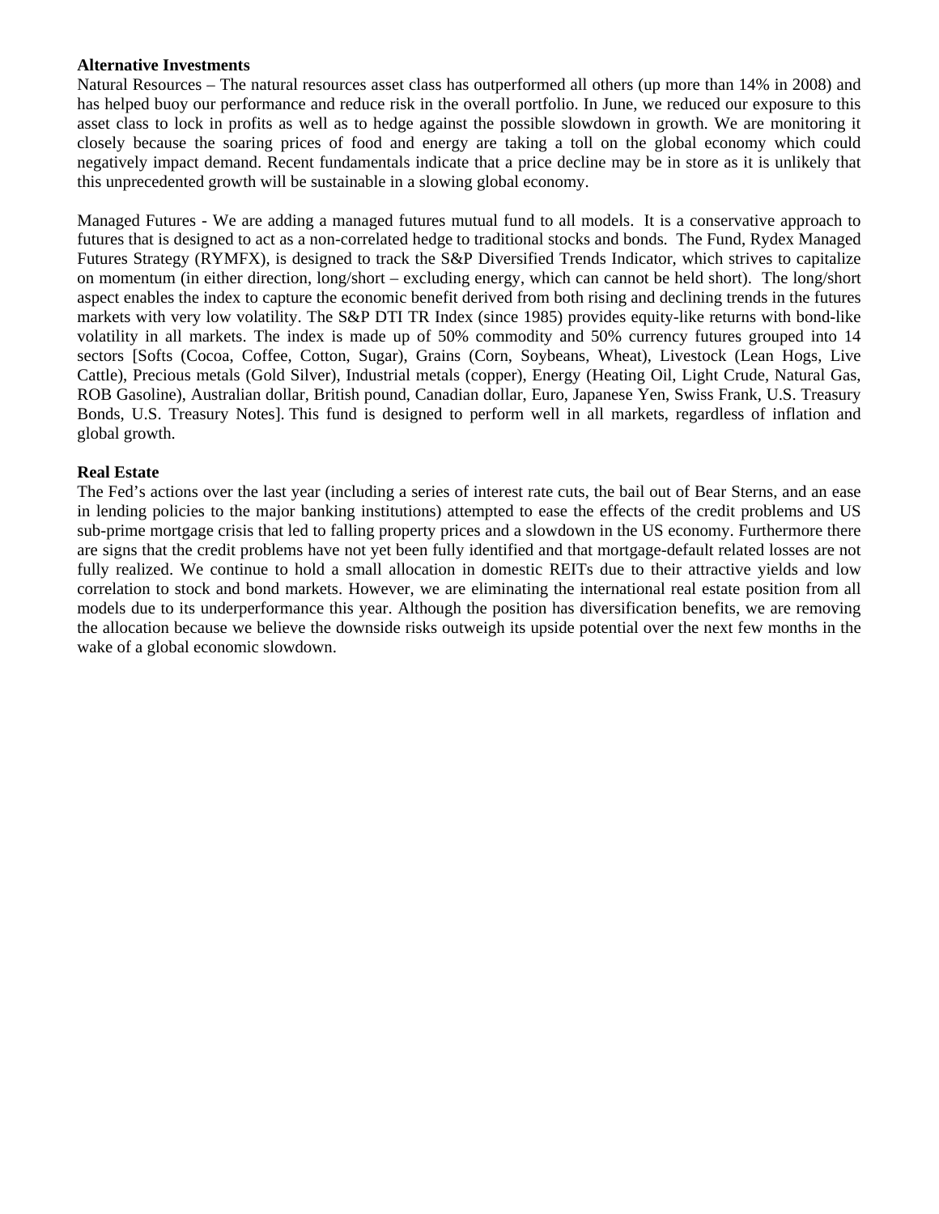**Alternative Investments**

Natural Resources – The natural resources asset class has outperformed all others (up more than 14% in 2008) and has helped buoy our performance and reduce risk in the overall portfolio. In June, we reduced our exposure to this asset class to lock in profits as well as to hedge against the possible slowdown in growth. We are monitoring it closely because the soaring prices of food and energy are taking a toll on the global economy which could negatively impact demand. Recent fundamentals indicate that a price decline may be in store as it is unlikely that this unprecedented growth will be sustainable in a slowing global economy.

Managed Futures - We are adding a managed futures mutual fund to all models. It is a conservative approach to futures that is designed to act as a non-correlated hedge to traditional stocks and bonds. The Fund, Rydex Managed Futures Strategy (RYMFX), is designed to track the S&P Diversified Trends Indicator, which strives to capitalize on momentum (in either direction, long/short – excluding energy, which can cannot be held short). The long/short aspect enables the index to capture the economic benefit derived from both rising and declining trends in the futures markets with very low volatility. The S&P DTI TR Index (since 1985) provides equity-like returns with bond-like volatility in all markets. The index is made up of 50% commodity and 50% currency futures grouped into 14 sectors [Softs (Cocoa, Coffee, Cotton, Sugar), Grains (Corn, Soybeans, Wheat), Livestock (Lean Hogs, Live Cattle), Precious metals (Gold Silver), Industrial metals (copper), Energy (Heating Oil, Light Crude, Natural Gas, ROB Gasoline), Australian dollar, British pound, Canadian dollar, Euro, Japanese Yen, Swiss Frank, U.S. Treasury Bonds, U.S. Treasury Notes]. This fund is designed to perform well in all markets, regardless of inflation and global growth.

**Real Estate**

The Fed's actions over the last year (including a series of interest rate cuts, the bail out of Bear Sterns, and an ease in lending policies to the major banking institutions) attempted to ease the effects of the credit problems and US sub-prime mortgage crisis that led to falling property prices and a slowdown in the US economy. Furthermore there are signs that the credit problems have not yet been fully identified and that mortgage-default related losses are not fully realized. We continue to hold a small allocation in domestic REITs due to their attractive yields and low correlation to stock and bond markets. However, we are eliminating the international real estate position from all models due to its underperformance this year. Although the position has diversification benefits, we are removing the allocation because we believe the downside risks outweigh its upside potential over the next few months in the wake of a global economic slowdown.